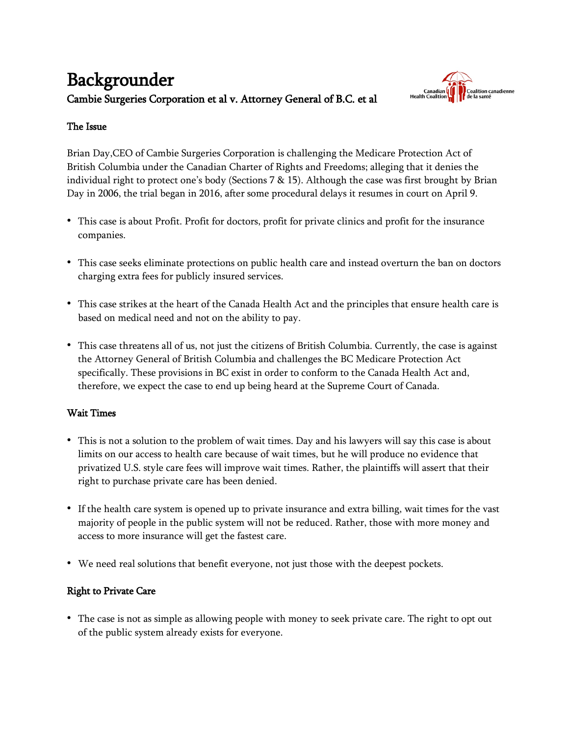# Backgrounder

## Cambie Surgeries Corporation et al v. Attorney General of B.C. et al

### The Issue

Brian Day,CEO of Cambie Surgeries Corporation is challenging the Medicare Protection Act of British Columbia under the Canadian Charter of Rights and Freedoms; alleging that it denies the individual right to protect one's body (Sections 7 & 15). Although the case was first brought by Brian Day in 2006, the trial began in 2016, after some procedural delays it resumes in court on April 9.

- This case is about Profit. Profit for doctors, profit for private clinics and profit for the insurance companies.
- This case seeks eliminate protections on public health care and instead overturn the ban on doctors charging extra fees for publicly insured services.
- This case strikes at the heart of the Canada Health Act and the principles that ensure health care is based on medical need and not on the ability to pay.
- This case threatens all of us, not just the citizens of British Columbia. Currently, the case is against the Attorney General of British Columbia and challenges the BC Medicare Protection Act specifically. These provisions in BC exist in order to conform to the Canada Health Act and, therefore, we expect the case to end up being heard at the Supreme Court of Canada.

### Wait Times

- This is not a solution to the problem of wait times. Day and his lawyers will say this case is about limits on our access to health care because of wait times, but he will produce no evidence that privatized U.S. style care fees will improve wait times. Rather, the plaintiffs will assert that their right to purchase private care has been denied.
- If the health care system is opened up to private insurance and extra billing, wait times for the vast majority of people in the public system will not be reduced. Rather, those with more money and access to more insurance will get the fastest care.
- We need real solutions that benefit everyone, not just those with the deepest pockets.

### Right to Private Care

- The case is not as simple as allowing people with money to seek private care. The right to opt out of the public system already exists for everyone.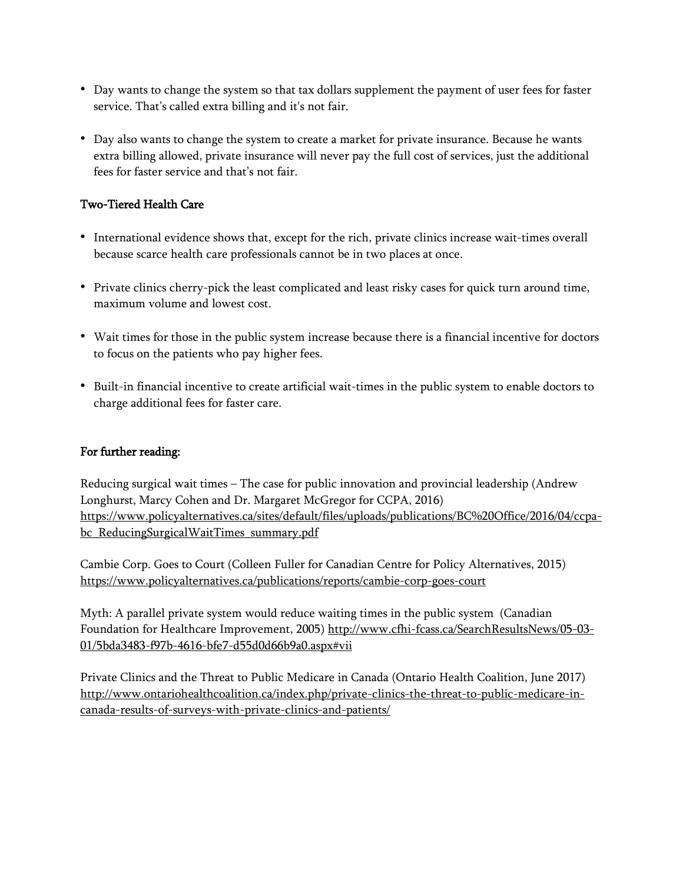- Day wants to change the system so that tax dollars supplement the payment of user fees for faster service. That's called extra billing and it's not fair.

- Day also wants to change the system to create a market for private insurance. Because he wants extra billing allowed, private insurance will never pay the full cost of services, just the additional fees for faster service and that's not fair.

## Two-Tiered Health Care

- International evidence shows that, except for the rich, private clinics increase wait-times overall because scarce health care professionals cannot be in two places at once.

- Private clinics cherry-pick the least complicated and least risky cases for quick turn around time, maximum volume and lowest cost.

- Wait times for those in the public system increase because there is a financial incentive for doctors to focus on the patients who pay higher fees.

- Built-in financial incentive to create artificial wait-times in the public system to enable doctors to charge additional fees for faster care.

## For further reading:

Reducing surgical wait times – The case for public innovation and provincial leadership (Andrew Longhurst, Marcy Cohen and Dr. Margaret McGregor for CCPA, 2016) https://www.policyalternatives.ca/sites/default/files/uploads/publications/BC%20Office/2016/04/ccpa-bc_ReducingSurgicalWaitTimes_summary.pdf

Cambie Corp. Goes to Court (Colleen Fuller for Canadian Centre for Policy Alternatives, 2015) https://www.policyalternatives.ca/publications/reports/cambie-corp-goes-court

Myth: A parallel private system would reduce waiting times in the public system (Canadian Foundation for Healthcare Improvement, 2005) http://www.cfhi-fcass.ca/SearchResultsNews/05-03-01/5bda3483-f97b-4616-bfe7-d55d0d66b9a0.aspx#vii

Private Clinics and the Threat to Public Medicare in Canada (Ontario Health Coalition, June 2017) http://www.ontariohealthcoalition.ca/index.php/private-clinics-the-threat-to-public-medicare-in-canada-results-of-surveys-with-private-clinics-and-patients/